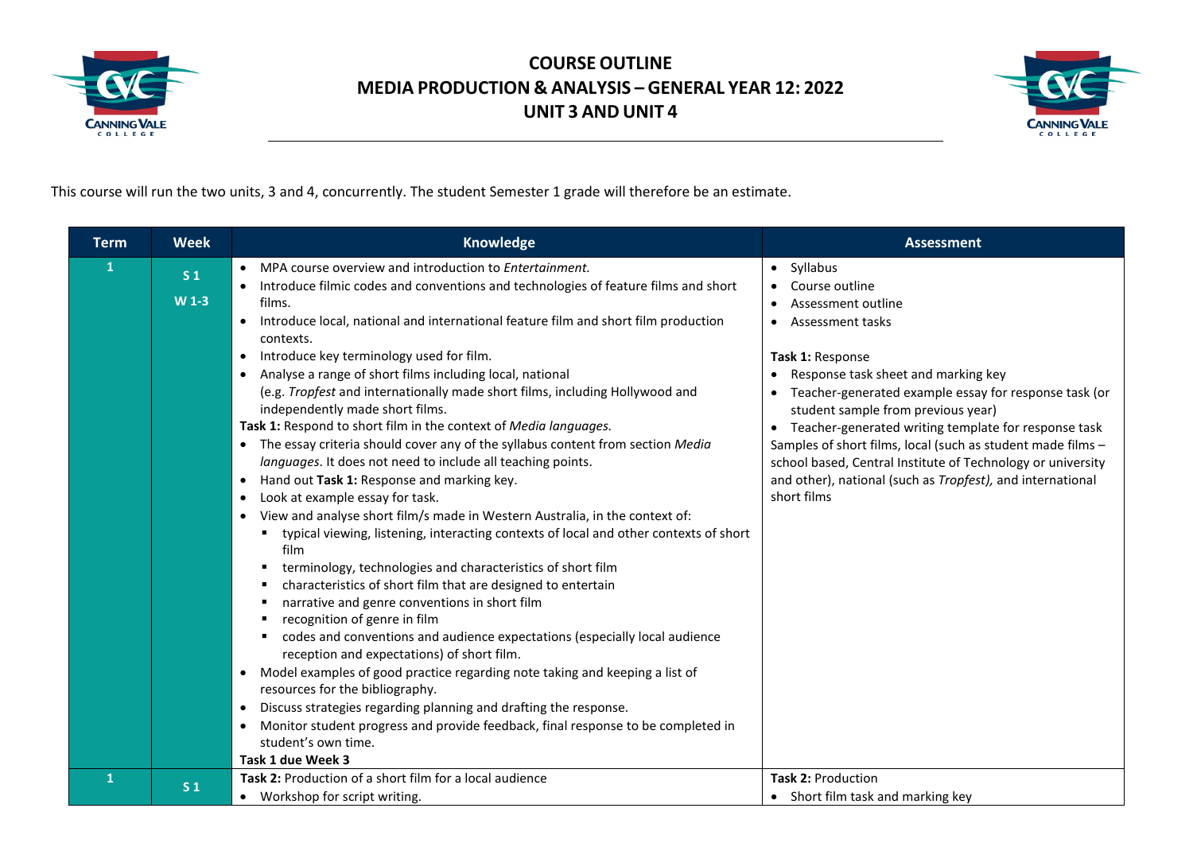# COURSE OUTLINE
# MEDIA PRODUCTION & ANALYSIS – GENERAL YEAR 12: 2022
# UNIT 3 AND UNIT 4

This course will run the two units, 3 and 4, concurrently. The student Semester 1 grade will therefore be an estimate.

| Term | Week | Knowledge | Assessment |
|---|---|---|---|
| 1 | S 1<br>W 1-3 | • MPA course overview and introduction to *Entertainment.*<br>• Introduce filmic codes and conventions and technologies of feature films and short films.<br>• Introduce local, national and international feature film and short film production contexts.<br>• Introduce key terminology used for film.<br>• Analyse a range of short films including local, national (e.g. *Tropfest* and internationally made short films, including Hollywood and independently made short films.<br>**Task 1:** Respond to short film in the context of *Media languages.*<br>• The essay criteria should cover any of the syllabus content from section *Media languages*. It does not need to include all teaching points.<br>• Hand out **Task 1:** Response and marking key.<br>• Look at example essay for task.<br>• View and analyse short film/s made in Western Australia, in the context of:<br>&nbsp;&nbsp;▪ typical viewing, listening, interacting contexts of local and other contexts of short film<br>&nbsp;&nbsp;▪ terminology, technologies and characteristics of short film<br>&nbsp;&nbsp;▪ characteristics of short film that are designed to entertain<br>&nbsp;&nbsp;▪ narrative and genre conventions in short film<br>&nbsp;&nbsp;▪ recognition of genre in film<br>&nbsp;&nbsp;▪ codes and conventions and audience expectations (especially local audience reception and expectations) of short film.<br>• Model examples of good practice regarding note taking and keeping a list of resources for the bibliography.<br>• Discuss strategies regarding planning and drafting the response.<br>• Monitor student progress and provide feedback, final response to be completed in student's own time.<br>**Task 1 due Week 3** | • Syllabus<br>• Course outline<br>• Assessment outline<br>• Assessment tasks<br><br>**Task 1:** Response<br>• Response task sheet and marking key<br>• Teacher-generated example essay for response task (or student sample from previous year)<br>• Teacher-generated writing template for response task<br>Samples of short films, local (such as student made films – school based, Central Institute of Technology or university and other), national (such as *Tropfest),* and international short films |
| 1 | S 1 | **Task 2:** Production of a short film for a local audience<br>• Workshop for script writing. | **Task 2:** Production<br>• Short film task and marking key |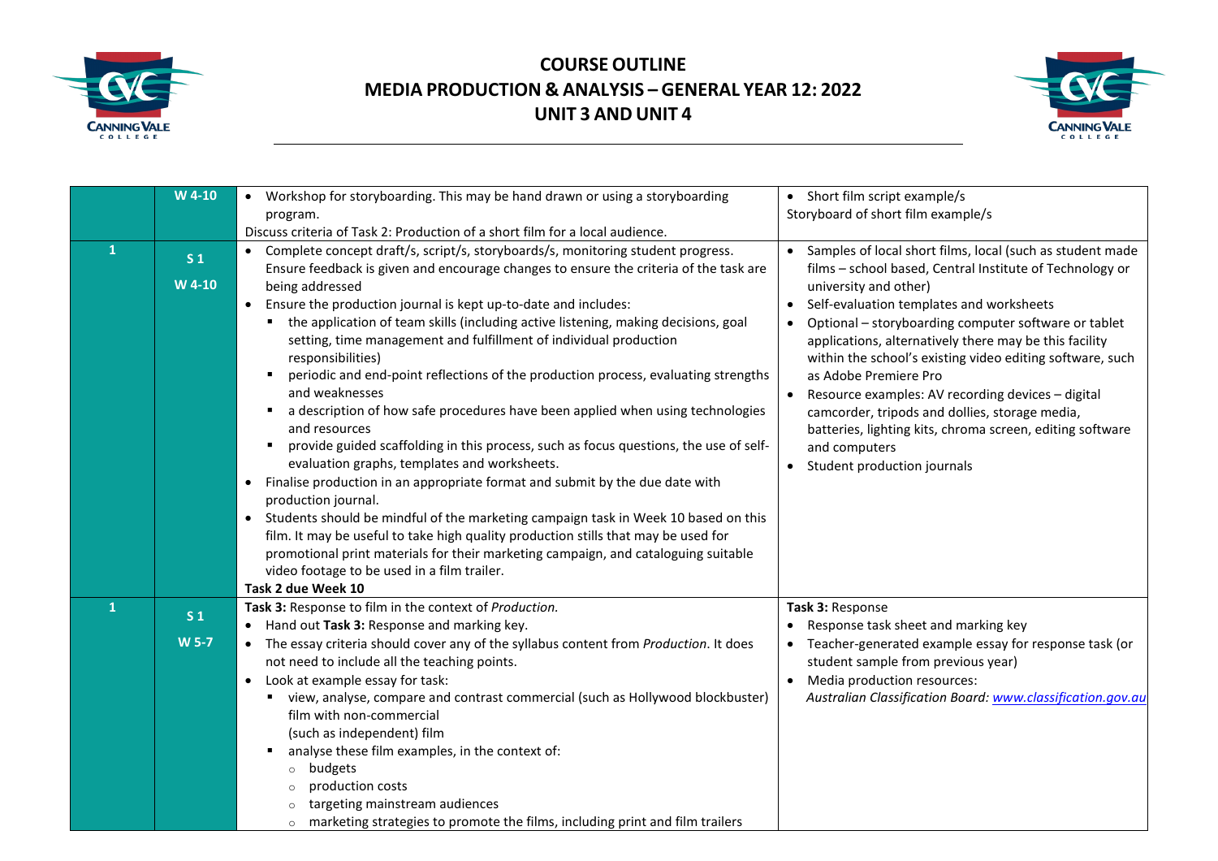# COURSE OUTLINE
## MEDIA PRODUCTION & ANALYSIS – GENERAL YEAR 12: 2022
## UNIT 3 AND UNIT 4

| | | | |
|---|---|---|---|
| | W 4-10 | • Workshop for storyboarding. This may be hand drawn or using a storyboarding program.<br>Discuss criteria of Task 2: Production of a short film for a local audience. | • Short film script example/s<br>Storyboard of short film example/s |
| 1 | S 1<br>W 4-10 | • Complete concept draft/s, script/s, storyboards/s, monitoring student progress. Ensure feedback is given and encourage changes to ensure the criteria of the task are being addressed<br>• Ensure the production journal is kept up-to-date and includes:<br>  ▪ the application of team skills (including active listening, making decisions, goal setting, time management and fulfillment of individual production responsibilities)<br>  ▪ periodic and end-point reflections of the production process, evaluating strengths and weaknesses<br>  ▪ a description of how safe procedures have been applied when using technologies and resources<br>  ▪ provide guided scaffolding in this process, such as focus questions, the use of self-evaluation graphs, templates and worksheets.<br>• Finalise production in an appropriate format and submit by the due date with production journal.<br>• Students should be mindful of the marketing campaign task in Week 10 based on this film. It may be useful to take high quality production stills that may be used for promotional print materials for their marketing campaign, and cataloguing suitable video footage to be used in a film trailer.<br>**Task 2 due Week 10** | • Samples of local short films, local (such as student made films – school based, Central Institute of Technology or university and other)<br>• Self-evaluation templates and worksheets<br>• Optional – storyboarding computer software or tablet applications, alternatively there may be this facility within the school's existing video editing software, such as Adobe Premiere Pro<br>• Resource examples: AV recording devices – digital camcorder, tripods and dollies, storage media, batteries, lighting kits, chroma screen, editing software and computers<br>• Student production journals |
| 1 | S 1<br>W 5-7 | **Task 3:** Response to film in the context of *Production.*<br>• Hand out **Task 3:** Response and marking key.<br>• The essay criteria should cover any of the syllabus content from *Production*. It does not need to include all the teaching points.<br>• Look at example essay for task:<br>  ▪ view, analyse, compare and contrast commercial (such as Hollywood blockbuster) film with non-commercial (such as independent) film<br>  ▪ analyse these film examples, in the context of:<br>    ○ budgets<br>    ○ production costs<br>    ○ targeting mainstream audiences<br>    ○ marketing strategies to promote the films, including print and film trailers | **Task 3:** Response<br>• Response task sheet and marking key<br>• Teacher-generated example essay for response task (or student sample from previous year)<br>• Media production resources:<br>*Australian Classification Board: www.classification.gov.au* |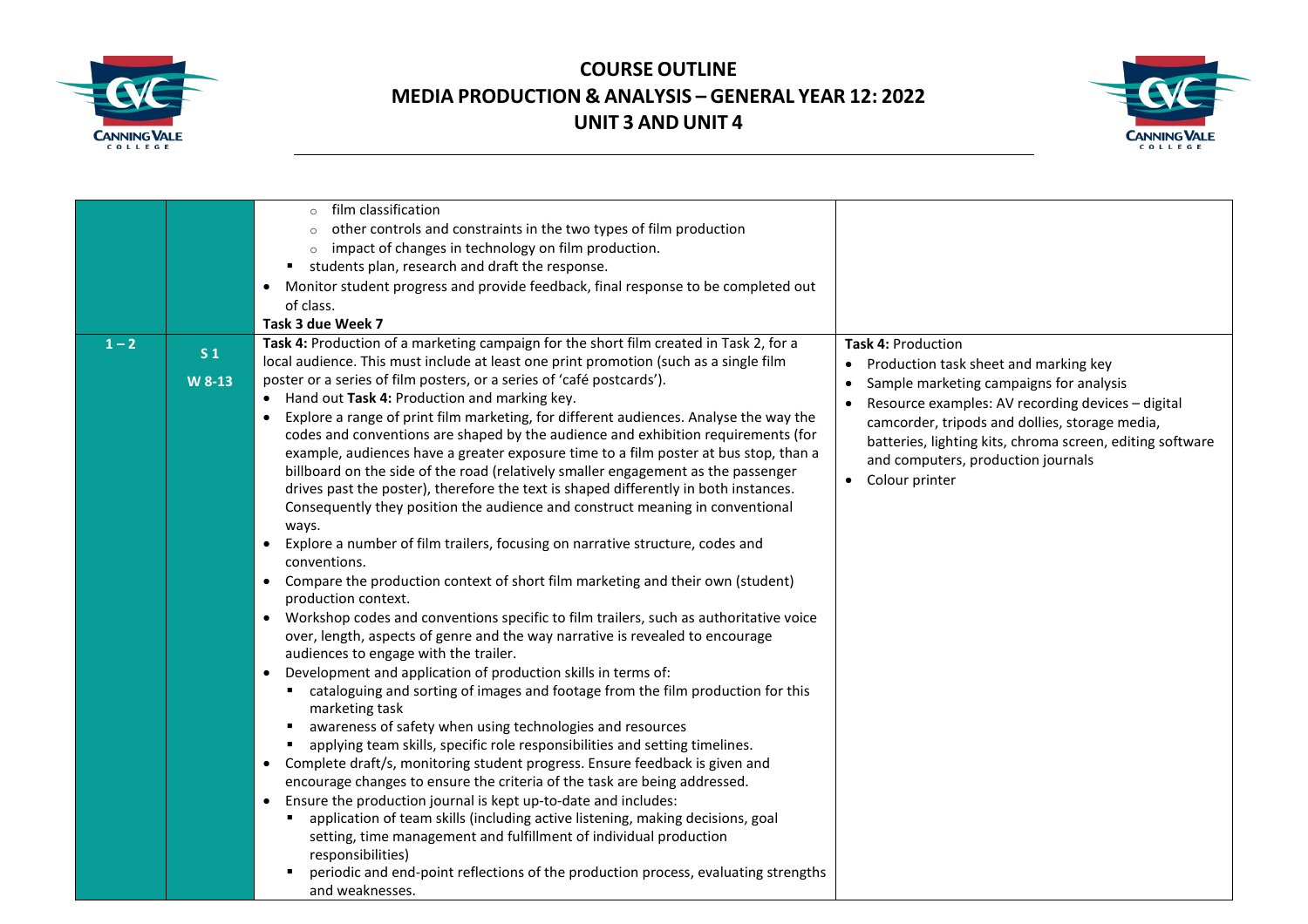# COURSE OUTLINE
## MEDIA PRODUCTION & ANALYSIS – GENERAL YEAR 12: 2022
## UNIT 3 AND UNIT 4

| | | | |
|---|---|---|---|
| | | ○ film classification<br>○ other controls and constraints in the two types of film production<br>○ impact of changes in technology on film production.<br>▪ students plan, research and draft the response.<br>• Monitor student progress and provide feedback, final response to be completed out of class.<br>**Task 3 due Week 7** | |
| 1 – 2 | S 1<br>W 8-13 | **Task 4:** Production of a marketing campaign for the short film created in Task 2, for a local audience. This must include at least one print promotion (such as a single film poster or a series of film posters, or a series of 'café postcards').<br>• Hand out **Task 4:** Production and marking key.<br>• Explore a range of print film marketing, for different audiences. Analyse the way the codes and conventions are shaped by the audience and exhibition requirements (for example, audiences have a greater exposure time to a film poster at bus stop, than a billboard on the side of the road (relatively smaller engagement as the passenger drives past the poster), therefore the text is shaped differently in both instances. Consequently they position the audience and construct meaning in conventional ways.<br>• Explore a number of film trailers, focusing on narrative structure, codes and conventions.<br>• Compare the production context of short film marketing and their own (student) production context.<br>• Workshop codes and conventions specific to film trailers, such as authoritative voice over, length, aspects of genre and the way narrative is revealed to encourage audiences to engage with the trailer.<br>• Development and application of production skills in terms of:<br>▪ cataloguing and sorting of images and footage from the film production for this marketing task<br>▪ awareness of safety when using technologies and resources<br>▪ applying team skills, specific role responsibilities and setting timelines.<br>• Complete draft/s, monitoring student progress. Ensure feedback is given and encourage changes to ensure the criteria of the task are being addressed.<br>• Ensure the production journal is kept up-to-date and includes:<br>▪ application of team skills (including active listening, making decisions, goal setting, time management and fulfillment of individual production responsibilities)<br>▪ periodic and end-point reflections of the production process, evaluating strengths and weaknesses. | **Task 4:** Production<br>• Production task sheet and marking key<br>• Sample marketing campaigns for analysis<br>• Resource examples: AV recording devices – digital camcorder, tripods and dollies, storage media, batteries, lighting kits, chroma screen, editing software and computers, production journals<br>• Colour printer |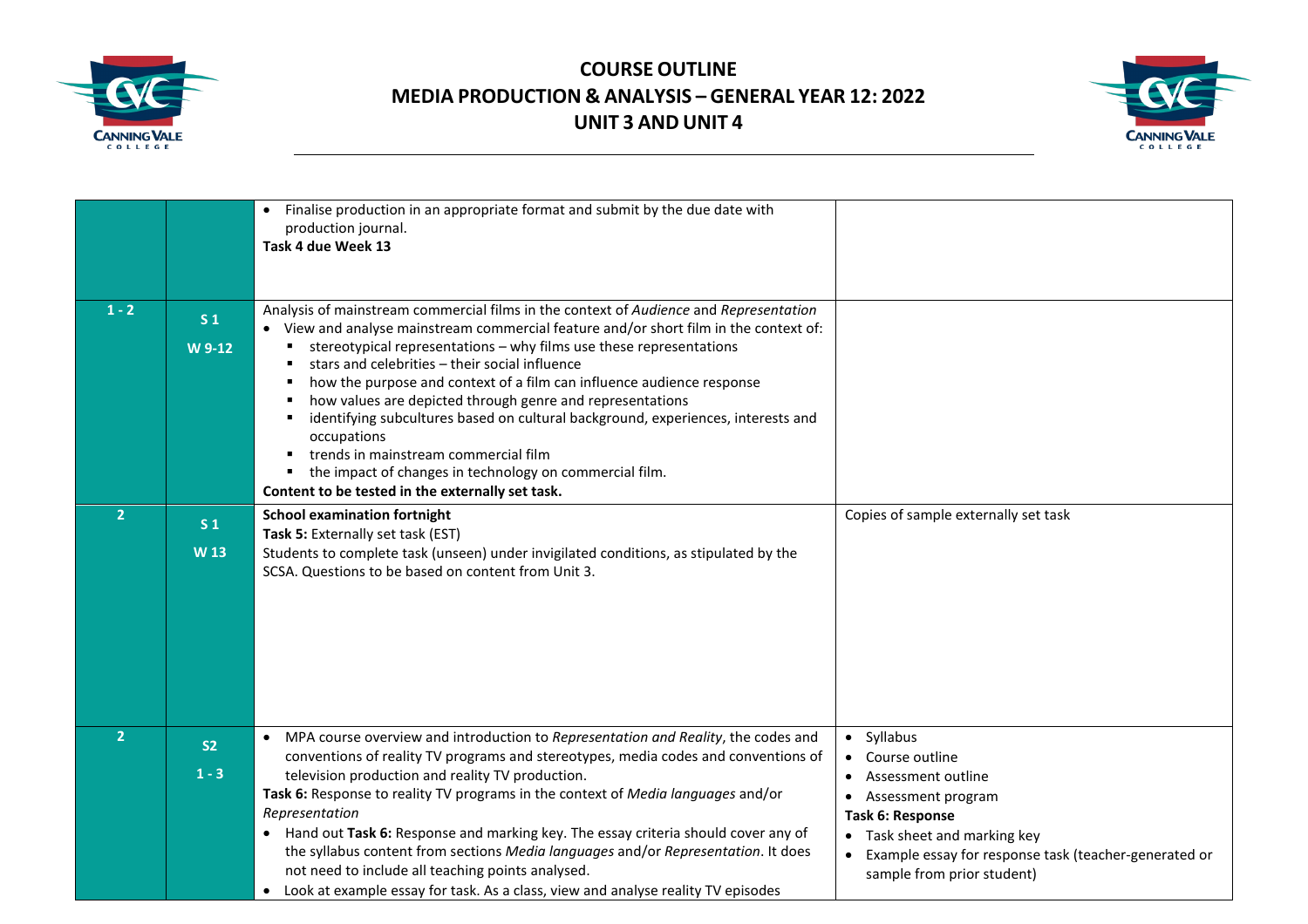# COURSE OUTLINE
## MEDIA PRODUCTION & ANALYSIS – GENERAL YEAR 12: 2022
## UNIT 3 AND UNIT 4

| | | | |
|---|---|---|---|
| | | • Finalise production in an appropriate format and submit by the due date with production journal.<br>**Task 4 due Week 13** | |
| 1 - 2 | S 1<br>W 9-12 | Analysis of mainstream commercial films in the context of *Audience* and *Representation*<br>• View and analyse mainstream commercial feature and/or short film in the context of:<br>▪ stereotypical representations – why films use these representations<br>▪ stars and celebrities – their social influence<br>▪ how the purpose and context of a film can influence audience response<br>▪ how values are depicted through genre and representations<br>▪ identifying subcultures based on cultural background, experiences, interests and occupations<br>▪ trends in mainstream commercial film<br>▪ the impact of changes in technology on commercial film.<br>**Content to be tested in the externally set task.** | |
| 2 | S 1<br>W 13 | **School examination fortnight**<br>**Task 5:** Externally set task (EST)<br>Students to complete task (unseen) under invigilated conditions, as stipulated by the SCSA. Questions to be based on content from Unit 3. | Copies of sample externally set task |
| 2 | S2<br>1 - 3 | • MPA course overview and introduction to *Representation and Reality*, the codes and conventions of reality TV programs and stereotypes, media codes and conventions of television production and reality TV production.<br>**Task 6:** Response to reality TV programs in the context of *Media languages* and/or *Representation*<br>• Hand out **Task 6:** Response and marking key. The essay criteria should cover any of the syllabus content from sections *Media languages* and/or *Representation*. It does not need to include all teaching points analysed.<br>• Look at example essay for task. As a class, view and analyse reality TV episodes | • Syllabus<br>• Course outline<br>• Assessment outline<br>• Assessment program<br>**Task 6: Response**<br>• Task sheet and marking key<br>• Example essay for response task (teacher-generated or sample from prior student) |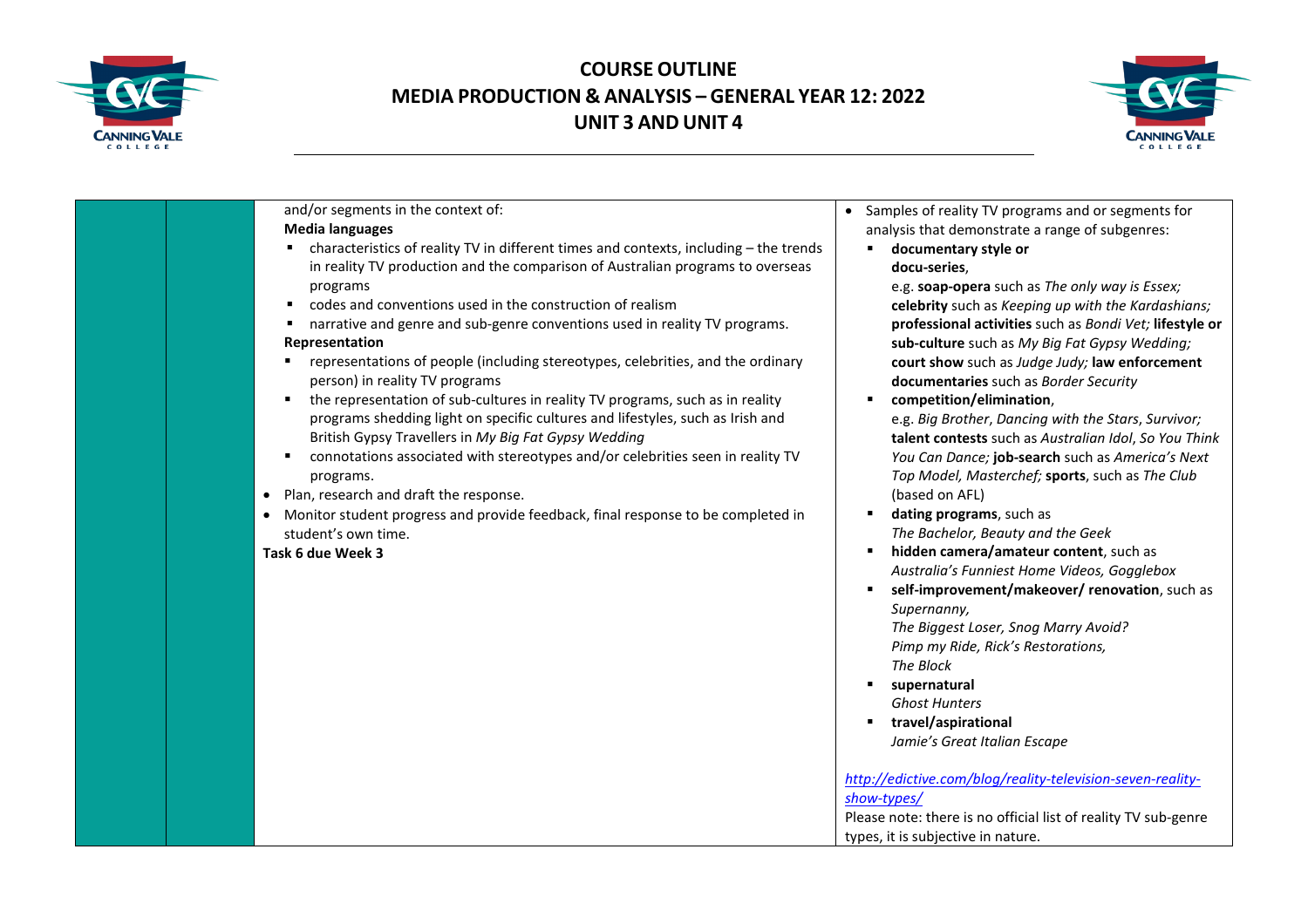| | | | |
|---|---|---|---|
| | | and/or segments in the context of:<br>**Media languages**<br>▪ characteristics of reality TV in different times and contexts, including – the trends in reality TV production and the comparison of Australian programs to overseas programs<br>▪ codes and conventions used in the construction of realism<br>▪ narrative and genre and sub-genre conventions used in reality TV programs.<br>**Representation**<br>▪ representations of people (including stereotypes, celebrities, and the ordinary person) in reality TV programs<br>▪ the representation of sub-cultures in reality TV programs, such as in reality programs shedding light on specific cultures and lifestyles, such as Irish and British Gypsy Travellers in *My Big Fat Gypsy Wedding*<br>▪ connotations associated with stereotypes and/or celebrities seen in reality TV programs.<br>• Plan, research and draft the response.<br>• Monitor student progress and provide feedback, final response to be completed in student's own time.<br>**Task 6 due Week 3** | • Samples of reality TV programs and or segments for analysis that demonstrate a range of subgenres:<br>▪ **documentary style or docu-series**, e.g. **soap-opera** such as *The only way is Essex;* **celebrity** such as *Keeping up with the Kardashians;* **professional activities** such as *Bondi Vet;* **lifestyle or sub-culture** such as *My Big Fat Gypsy Wedding;* **court show** such as *Judge Judy;* **law enforcement documentaries** such as *Border Security*<br>▪ **competition/elimination**, e.g. *Big Brother*, *Dancing with the Stars*, *Survivor;* **talent contests** such as *Australian Idol*, *So You Think You Can Dance;* **job-search** such as *America's Next Top Model, Masterchef;* **sports**, such as *The Club* (based on AFL)<br>▪ **dating programs**, such as *The Bachelor, Beauty and the Geek*<br>▪ **hidden camera/amateur content**, such as *Australia's Funniest Home Videos, Gogglebox*<br>▪ **self-improvement/makeover/ renovation**, such as *Supernanny, The Biggest Loser, Snog Marry Avoid? Pimp my Ride, Rick's Restorations, The Block*<br>▪ **supernatural** *Ghost Hunters*<br>▪ **travel/aspirational** *Jamie's Great Italian Escape*<br><br>http://edictive.com/blog/reality-television-seven-reality-show-types/<br>Please note: there is no official list of reality TV sub-genre types, it is subjective in nature. |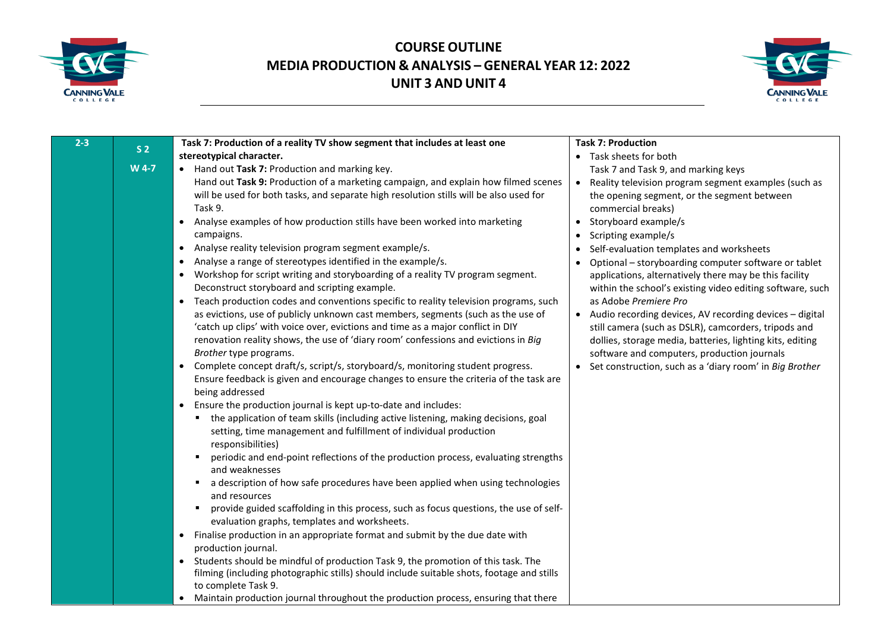# COURSE OUTLINE
# MEDIA PRODUCTION & ANALYSIS – GENERAL YEAR 12: 2022
# UNIT 3 AND UNIT 4

| | | | |
|---|---|---|---|
| 2-3 | S 2<br><br>W 4-7 | **Task 7: Production of a reality TV show segment that includes at least one stereotypical character.**<br>• Hand out **Task 7:** Production and marking key.<br>Hand out **Task 9:** Production of a marketing campaign, and explain how filmed scenes will be used for both tasks, and separate high resolution stills will be also used for Task 9.<br>• Analyse examples of how production stills have been worked into marketing campaigns.<br>• Analyse reality television program segment example/s.<br>• Analyse a range of stereotypes identified in the example/s.<br>• Workshop for script writing and storyboarding of a reality TV program segment. Deconstruct storyboard and scripting example.<br>• Teach production codes and conventions specific to reality television programs, such as evictions, use of publicly unknown cast members, segments (such as the use of 'catch up clips' with voice over, evictions and time as a major conflict in DIY renovation reality shows, the use of 'diary room' confessions and evictions in *Big Brother* type programs.<br>• Complete concept draft/s, script/s, storyboard/s, monitoring student progress. Ensure feedback is given and encourage changes to ensure the criteria of the task are being addressed<br>• Ensure the production journal is kept up-to-date and includes:<br>  ▪ the application of team skills (including active listening, making decisions, goal setting, time management and fulfillment of individual production responsibilities)<br>  ▪ periodic and end-point reflections of the production process, evaluating strengths and weaknesses<br>  ▪ a description of how safe procedures have been applied when using technologies and resources<br>  ▪ provide guided scaffolding in this process, such as focus questions, the use of self-evaluation graphs, templates and worksheets.<br>• Finalise production in an appropriate format and submit by the due date with production journal.<br>• Students should be mindful of production Task 9, the promotion of this task. The filming (including photographic stills) should include suitable shots, footage and stills to complete Task 9.<br>• Maintain production journal throughout the production process, ensuring that there | **Task 7: Production**<br>• Task sheets for both Task 7 and Task 9, and marking keys<br>• Reality television program segment examples (such as the opening segment, or the segment between commercial breaks)<br>• Storyboard example/s<br>• Scripting example/s<br>• Self-evaluation templates and worksheets<br>• Optional – storyboarding computer software or tablet applications, alternatively there may be this facility within the school's existing video editing software, such as Adobe *Premiere Pro*<br>• Audio recording devices, AV recording devices – digital still camera (such as DSLR), camcorders, tripods and dollies, storage media, batteries, lighting kits, editing software and computers, production journals<br>• Set construction, such as a 'diary room' in *Big Brother* |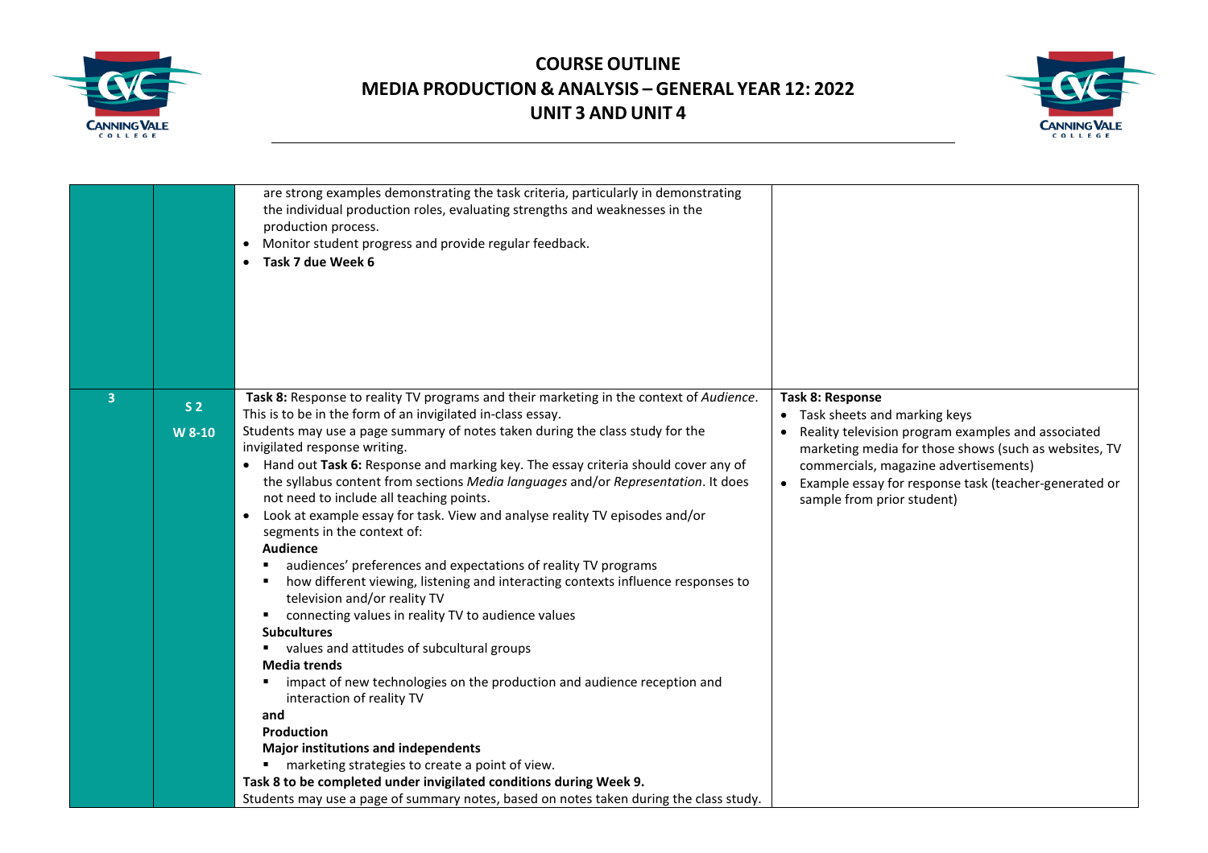| | | | |
|---|---|---|---|
| | | are strong examples demonstrating the task criteria, particularly in demonstrating the individual production roles, evaluating strengths and weaknesses in the production process.<br>• Monitor student progress and provide regular feedback.<br>• **Task 7 due Week 6** | |
| 3 | S 2<br>W 8-10 | **Task 8:** Response to reality TV programs and their marketing in the context of *Audience*. This is to be in the form of an invigilated in-class essay.<br>Students may use a page summary of notes taken during the class study for the invigilated response writing.<br>• Hand out **Task 6:** Response and marking key. The essay criteria should cover any of the syllabus content from sections *Media languages* and/or *Representation*. It does not need to include all teaching points.<br>• Look at example essay for task. View and analyse reality TV episodes and/or segments in the context of:<br>**Audience**<br>▪ audiences' preferences and expectations of reality TV programs<br>▪ how different viewing, listening and interacting contexts influence responses to television and/or reality TV<br>▪ connecting values in reality TV to audience values<br>**Subcultures**<br>▪ values and attitudes of subcultural groups<br>**Media trends**<br>▪ impact of new technologies on the production and audience reception and interaction of reality TV<br>**and**<br>**Production**<br>**Major institutions and independents**<br>▪ marketing strategies to create a point of view.<br>**Task 8 to be completed under invigilated conditions during Week 9.**<br>Students may use a page of summary notes, based on notes taken during the class study. | **Task 8: Response**<br>• Task sheets and marking keys<br>• Reality television program examples and associated marketing media for those shows (such as websites, TV commercials, magazine advertisements)<br>• Example essay for response task (teacher-generated or sample from prior student) |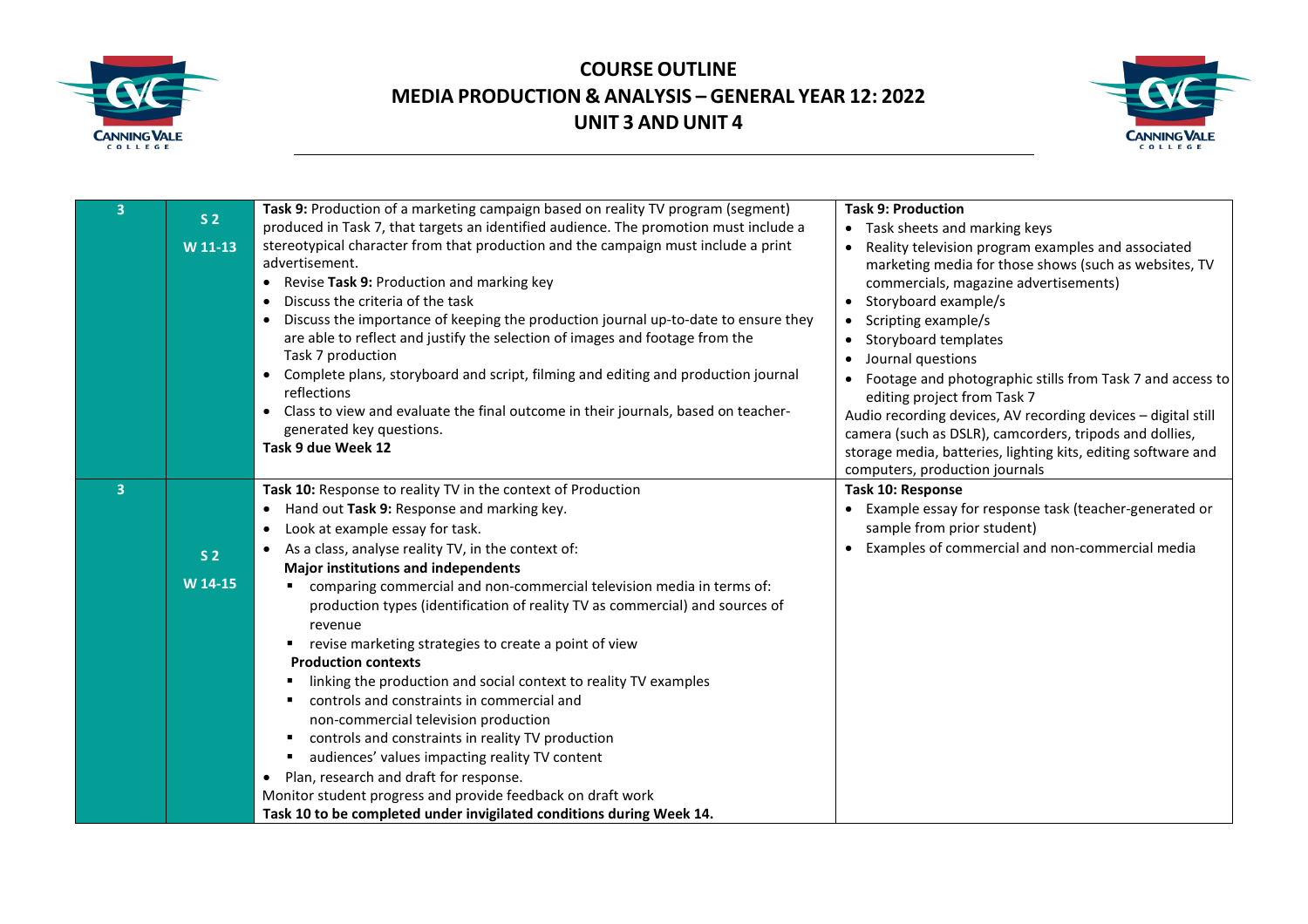# COURSE OUTLINE
## MEDIA PRODUCTION & ANALYSIS – GENERAL YEAR 12: 2022
## UNIT 3 AND UNIT 4

| | | | |
|---|---|---|---|
| 3 | S 2<br>W 11-13 | **Task 9:** Production of a marketing campaign based on reality TV program (segment) produced in Task 7, that targets an identified audience. The promotion must include a stereotypical character from that production and the campaign must include a print advertisement.<br>• Revise **Task 9:** Production and marking key<br>• Discuss the criteria of the task<br>• Discuss the importance of keeping the production journal up-to-date to ensure they are able to reflect and justify the selection of images and footage from the Task 7 production<br>• Complete plans, storyboard and script, filming and editing and production journal reflections<br>• Class to view and evaluate the final outcome in their journals, based on teacher-generated key questions.<br>**Task 9 due Week 12** | **Task 9: Production**<br>• Task sheets and marking keys<br>• Reality television program examples and associated marketing media for those shows (such as websites, TV commercials, magazine advertisements)<br>• Storyboard example/s<br>• Scripting example/s<br>• Storyboard templates<br>• Journal questions<br>• Footage and photographic stills from Task 7 and access to editing project from Task 7<br>Audio recording devices, AV recording devices – digital still camera (such as DSLR), camcorders, tripods and dollies, storage media, batteries, lighting kits, editing software and computers, production journals |
| 3 | S 2<br>W 14-15 | **Task 10:** Response to reality TV in the context of Production<br>• Hand out **Task 9:** Response and marking key.<br>• Look at example essay for task.<br>• As a class, analyse reality TV, in the context of:<br>**Major institutions and independents**<br>▪ comparing commercial and non-commercial television media in terms of: production types (identification of reality TV as commercial) and sources of revenue<br>▪ revise marketing strategies to create a point of view<br>**Production contexts**<br>▪ linking the production and social context to reality TV examples<br>▪ controls and constraints in commercial and non-commercial television production<br>▪ controls and constraints in reality TV production<br>▪ audiences' values impacting reality TV content<br>• Plan, research and draft for response.<br>Monitor student progress and provide feedback on draft work<br>**Task 10 to be completed under invigilated conditions during Week 14.** | **Task 10: Response**<br>• Example essay for response task (teacher-generated or sample from prior student)<br>• Examples of commercial and non-commercial media |